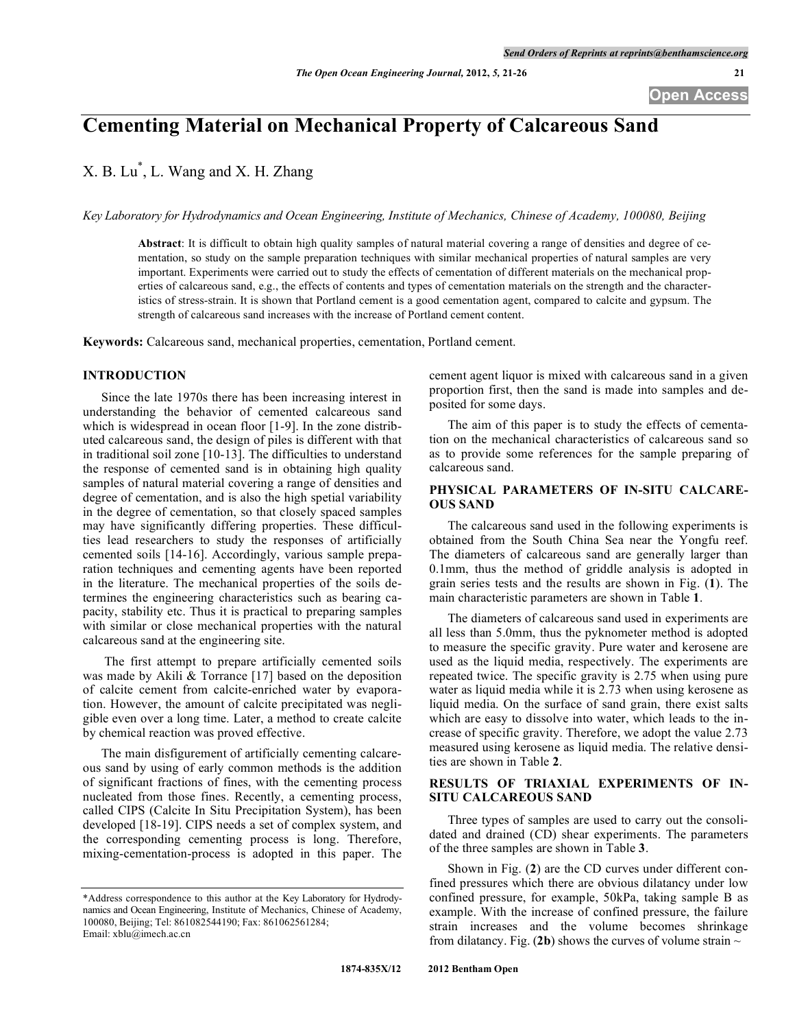# Cementing Material on Mechanical Property of Calcareous Sand

X. B. Lu*, L. Wang and X. H. Zhang

*Key Laboratory for Hydrodynamics and Ocean Engineering, Institute of Mechanics, Chinese of Academy, 100080, Beijing*

**Abstract**: It is difficult to obtain high quality samples of natural material covering a range of densities and degree of cementation, so study on the sample preparation techniques with similar mechanical properties of natural samples are very important. Experiments were carried out to study the effects of cementation of different materials on the mechanical properties of calcareous sand, e.g., the effects of contents and types of cementation materials on the strength and the characteristics of stress-strain. It is shown that Portland cement is a good cementation agent, compared to calcite and gypsum. The strength of calcareous sand increases with the increase of Portland cement content.

**Keywords:** Calcareous sand, mechanical properties, cementation, Portland cement.

## INTRODUCTION

Since the late 1970s there has been increasing interest in understanding the behavior of cemented calcareous sand which is widespread in ocean floor [1-9]. In the zone distributed calcareous sand, the design of piles is different with that in traditional soil zone [10-13]. The difficulties to understand the response of cemented sand is in obtaining high quality samples of natural material covering a range of densities and degree of cementation, and is also the high spetial variability in the degree of cementation, so that closely spaced samples may have significantly differing properties. These difficulties lead researchers to study the responses of artificially cemented soils [14-16]. Accordingly, various sample preparation techniques and cementing agents have been reported in the literature. The mechanical properties of the soils determines the engineering characteristics such as bearing capacity, stability etc. Thus it is practical to preparing samples with similar or close mechanical properties with the natural calcareous sand at the engineering site.

The first attempt to prepare artificially cemented soils was made by Akili & Torrance [17] based on the deposition of calcite cement from calcite-enriched water by evaporation. However, the amount of calcite precipitated was negligible even over a long time. Later, a method to create calcite by chemical reaction was proved effective.

The main disfigurement of artificially cementing calcareous sand by using of early common methods is the addition of significant fractions of fines, with the cementing process nucleated from those fines. Recently, a cementing process, called CIPS (Calcite In Situ Precipitation System), has been developed [18-19]. CIPS needs a set of complex system, and the corresponding cementing process is long. Therefore, mixing-cementation-process is adopted in this paper. The cement agent liquor is mixed with calcareous sand in a given proportion first, then the sand is made into samples and deposited for some days.

The aim of this paper is to study the effects of cementation on the mechanical characteristics of calcareous sand so as to provide some references for the sample preparing of calcareous sand.

## PHYSICAL PARAMETERS OF IN-SITU CALCAREOUS SAND

The calcareous sand used in the following experiments is obtained from the South China Sea near the Yongfu reef. The diameters of calcareous sand are generally larger than 0.1mm, thus the method of griddle analysis is adopted in grain series tests and the results are shown in Fig. (**1**). The main characteristic parameters are shown in Table **1**.

The diameters of calcareous sand used in experiments are all less than 5.0mm, thus the pyknometer method is adopted to measure the specific gravity. Pure water and kerosene are used as the liquid media, respectively. The experiments are repeated twice. The specific gravity is 2.75 when using pure water as liquid media while it is 2.73 when using kerosene as liquid media. On the surface of sand grain, there exist salts which are easy to dissolve into water, which leads to the increase of specific gravity. Therefore, we adopt the value 2.73 measured using kerosene as liquid media. The relative densities are shown in Table **2**.

## RESULTS OF TRIAXIAL EXPERIMENTS OF IN-SITU CALCAREOUS SAND

Three types of samples are used to carry out the consolidated and drained (CD) shear experiments. The parameters of the three samples are shown in Table **3**.

Shown in Fig. (**2**) are the CD curves under different confined pressures which there are obvious dilatancy under low confined pressure, for example, 50kPa, taking sample B as example. With the increase of confined pressure, the failure strain increases and the volume becomes shrinkage from dilatancy. Fig. (**2b**) shows the curves of volume strain ~

*Address correspondence to this author at the Key Laboratory for Hydrodynamics and Ocean Engineering, Institute of Mechanics, Chinese of Academy, 100080, Beijing; Tel: 861082544190; Fax: 861062561284; Email: xblu@imech.ac.cn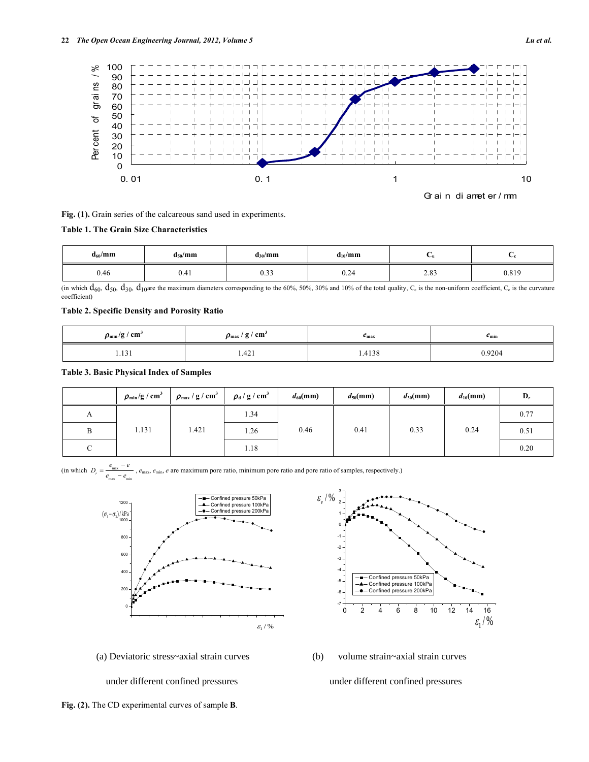**Fig. (1).** Grain series of the calcareous sand used in experiments.

**Table 1. The Grain Size Characteristics**

| $d_{60}$/mm | $d_{50}$/mm | $d_{30}$/mm | $d_{10}$/mm | $C_u$ | $C_c$ |
|---|---|---|---|---|---|
| 0.46 | 0.41 | 0.33 | 0.24 | 2.83 | 0.819 |

(in which $d_{60}$, $d_{50}$, $d_{30}$, $d_{10}$ are the maximum diameters corresponding to the 60%, 50%, 30% and 10% of the total quality, $C_c$ is the non-uniform coefficient, $C_c$ is the curvature coefficient)

**Table 2. Specific Density and Porosity Ratio**

| $\rho_{min}$ /g / cm$^3$ | $\rho_{max}$ / g / cm$^3$ | $e_{max}$ | $e_{min}$ |
|---|---|---|---|
| 1.131 | 1.421 | 1.4138 | 0.9204 |

**Table 3. Basic Physical Index of Samples**

| | $\rho_{min}$ /g / cm$^3$ | $\rho_{max}$ / g / cm$^3$ | $\rho_d$ / g / cm$^3$ | $d_{60}$(mm) | $d_{50}$(mm) | $d_{30}$(mm) | $d_{10}$(mm) | $D_r$ |
|---|---|---|---|---|---|---|---|---|
| A | 1.131 | 1.421 | 1.34 | 0.46 | 0.41 | 0.33 | 0.24 | 0.77 |
| B | | | 1.26 | | | | | 0.51 |
| C | | | 1.18 | | | | | 0.20 |

(in which $D_r = \frac{e_{max} - e}{e_{max} - e_{min}}$, $e_{max}$, $e_{min}$, $e$ are maximum pore ratio, minimum pore ratio and pore ratio of samples, respectively.)

(a) Deviatoric stress~axial strain curves under different confined pressures

(b) volume strain~axial strain curves under different confined pressures

**Fig. (2).** The CD experimental curves of sample **B**.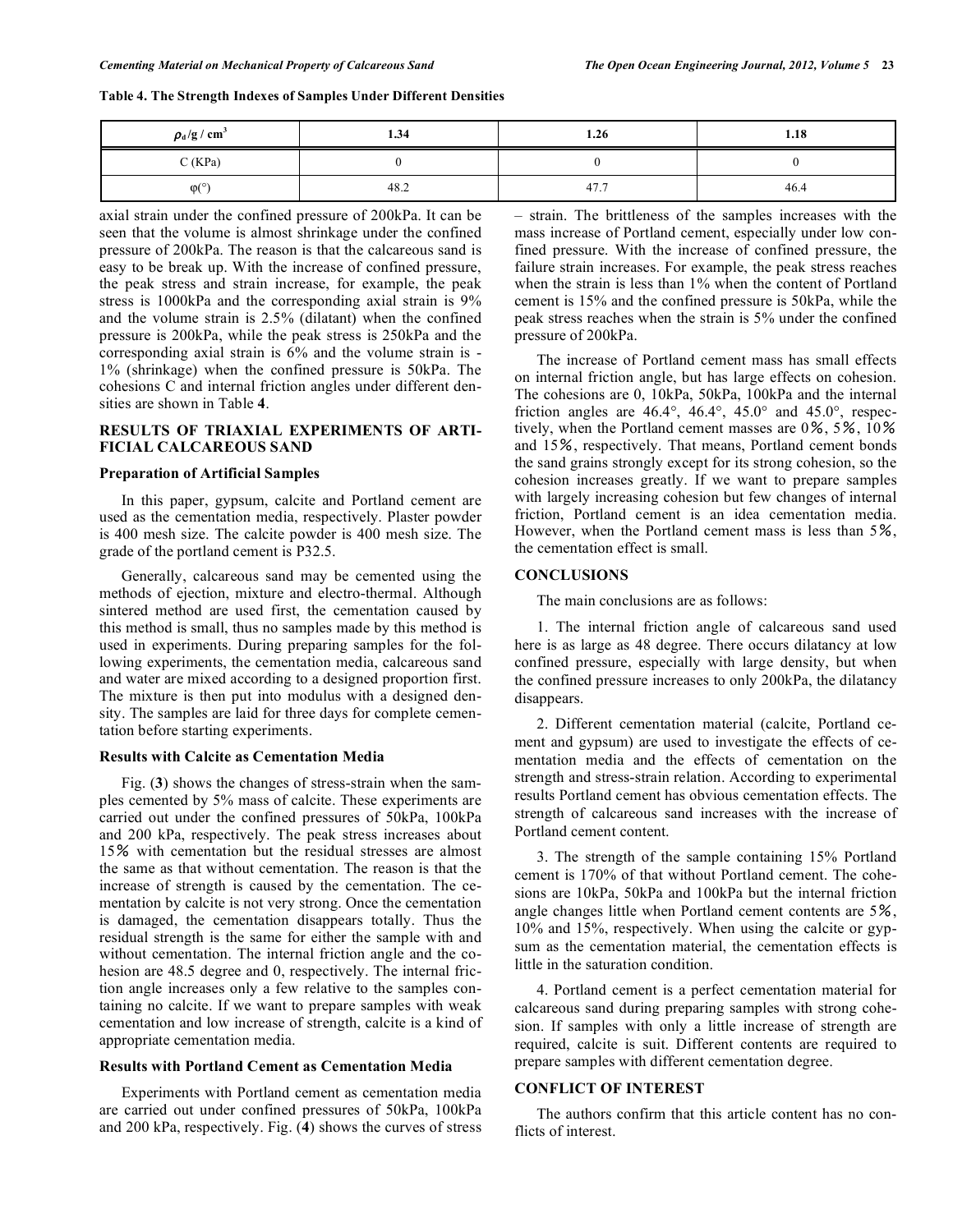**Table 4. The Strength Indexes of Samples Under Different Densities**

| $\rho_d$/g / cm$^3$ | 1.34 | 1.26 | 1.18 |
|---|---|---|---|
| C (KPa) | 0 | 0 | 0 |
| φ(°) | 48.2 | 47.7 | 46.4 |

axial strain under the confined pressure of 200kPa. It can be seen that the volume is almost shrinkage under the confined pressure of 200kPa. The reason is that the calcareous sand is easy to be break up. With the increase of confined pressure, the peak stress and strain increase, for example, the peak stress is 1000kPa and the corresponding axial strain is 9% and the volume strain is 2.5% (dilatant) when the confined pressure is 200kPa, while the peak stress is 250kPa and the corresponding axial strain is 6% and the volume strain is -1% (shrinkage) when the confined pressure is 50kPa. The cohesions C and internal friction angles under different densities are shown in Table **4**.

## RESULTS OF TRIAXIAL EXPERIMENTS OF ARTIFICIAL CALCAREOUS SAND

### Preparation of Artificial Samples

In this paper, gypsum, calcite and Portland cement are used as the cementation media, respectively. Plaster powder is 400 mesh size. The calcite powder is 400 mesh size. The grade of the portland cement is P32.5.

Generally, calcareous sand may be cemented using the methods of ejection, mixture and electro-thermal. Although sintered method are used first, the cementation caused by this method is small, thus no samples made by this method is used in experiments. During preparing samples for the following experiments, the cementation media, calcareous sand and water are mixed according to a designed proportion first. The mixture is then put into modulus with a designed density. The samples are laid for three days for complete cementation before starting experiments.

### Results with Calcite as Cementation Media

Fig. (**3**) shows the changes of stress-strain when the samples cemented by 5% mass of calcite. These experiments are carried out under the confined pressures of 50kPa, 100kPa and 200 kPa, respectively. The peak stress increases about 15% with cementation but the residual stresses are almost the same as that without cementation. The reason is that the increase of strength is caused by the cementation. The cementation by calcite is not very strong. Once the cementation is damaged, the cementation disappears totally. Thus the residual strength is the same for either the sample with and without cementation. The internal friction angle and the cohesion are 48.5 degree and 0, respectively. The internal friction angle increases only a few relative to the samples containing no calcite. If we want to prepare samples with weak cementation and low increase of strength, calcite is a kind of appropriate cementation media.

### Results with Portland Cement as Cementation Media

Experiments with Portland cement as cementation media are carried out under confined pressures of 50kPa, 100kPa and 200 kPa, respectively. Fig. (**4**) shows the curves of stress – strain. The brittleness of the samples increases with the mass increase of Portland cement, especially under low confined pressure. With the increase of confined pressure, the failure strain increases. For example, the peak stress reaches when the strain is less than 1% when the content of Portland cement is 15% and the confined pressure is 50kPa, while the peak stress reaches when the strain is 5% under the confined pressure of 200kPa.

The increase of Portland cement mass has small effects on internal friction angle, but has large effects on cohesion. The cohesions are 0, 10kPa, 50kPa, 100kPa and the internal friction angles are 46.4°, 46.4°, 45.0° and 45.0°, respectively, when the Portland cement masses are 0%, 5%, 10% and 15%, respectively. That means, Portland cement bonds the sand grains strongly except for its strong cohesion, so the cohesion increases greatly. If we want to prepare samples with largely increasing cohesion but few changes of internal friction, Portland cement is an idea cementation media. However, when the Portland cement mass is less than 5%, the cementation effect is small.

## CONCLUSIONS

The main conclusions are as follows:

1. The internal friction angle of calcareous sand used here is as large as 48 degree. There occurs dilatancy at low confined pressure, especially with large density, but when the confined pressure increases to only 200kPa, the dilatancy disappears.

2. Different cementation material (calcite, Portland cement and gypsum) are used to investigate the effects of cementation media and the effects of cementation on the strength and stress-strain relation. According to experimental results Portland cement has obvious cementation effects. The strength of calcareous sand increases with the increase of Portland cement content.

3. The strength of the sample containing 15% Portland cement is 170% of that without Portland cement. The cohesions are 10kPa, 50kPa and 100kPa but the internal friction angle changes little when Portland cement contents are 5%, 10% and 15%, respectively. When using the calcite or gypsum as the cementation material, the cementation effects is little in the saturation condition.

4. Portland cement is a perfect cementation material for calcareous sand during preparing samples with strong cohesion. If samples with only a little increase of strength are required, calcite is suit. Different contents are required to prepare samples with different cementation degree.

## CONFLICT OF INTEREST

The authors confirm that this article content has no conflicts of interest.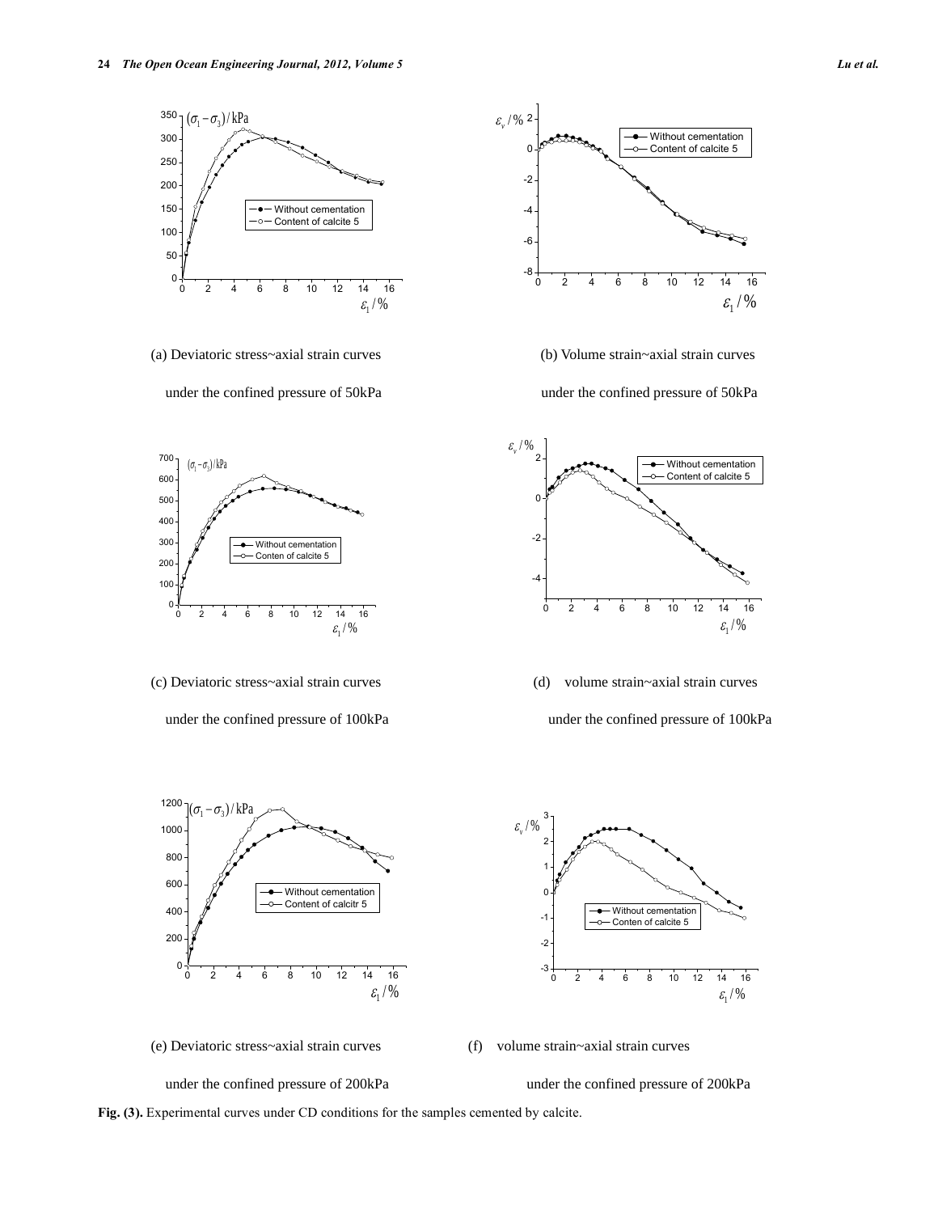(a) Deviatoric stress~axial strain curves

under the confined pressure of 50kPa

(b) Volume strain~axial strain curves

under the confined pressure of 50kPa

(c) Deviatoric stress~axial strain curves

under the confined pressure of 100kPa

(d) volume strain~axial strain curves

under the confined pressure of 100kPa

(e) Deviatoric stress~axial strain curves

under the confined pressure of 200kPa

(f) volume strain~axial strain curves

under the confined pressure of 200kPa

**Fig. (3).** Experimental curves under CD conditions for the samples cemented by calcite.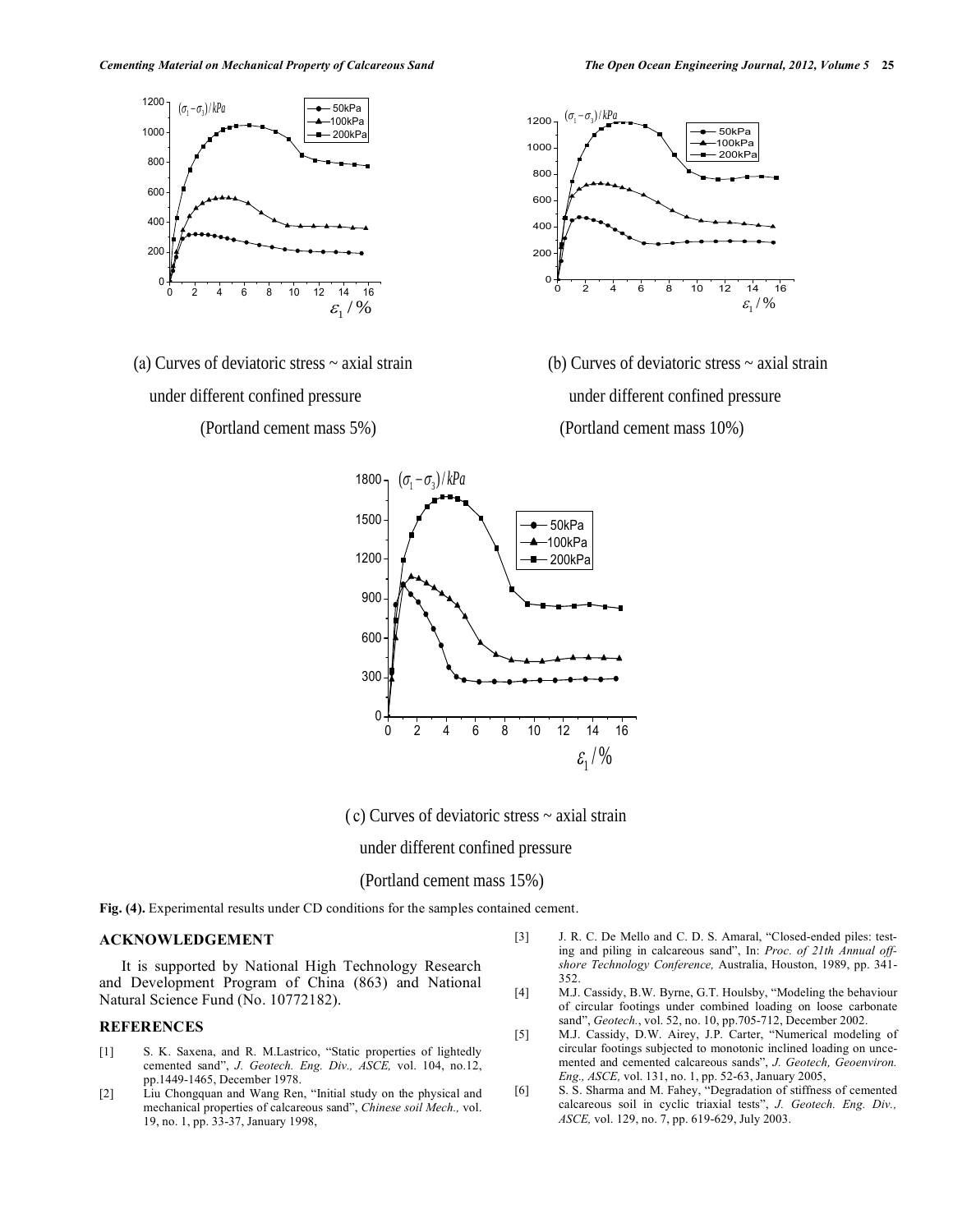(a) Curves of deviatoric stress ~ axial strain under different confined pressure (Portland cement mass 5%)

(b) Curves of deviatoric stress ~ axial strain under different confined pressure (Portland cement mass 10%)

(c) Curves of deviatoric stress ~ axial strain under different confined pressure (Portland cement mass 15%)

**Fig. (4).** Experimental results under CD conditions for the samples contained cement.

## ACKNOWLEDGEMENT

It is supported by National High Technology Research and Development Program of China (863) and National Natural Science Fund (No. 10772182).

## REFERENCES

[1] S. K. Saxena, and R. M.Lastrico, "Static properties of lightedly cemented sand", *J. Geotech. Eng. Div., ASCE,* vol. 104, no.12, pp.1449-1465, December 1978.

[2] Liu Chongquan and Wang Ren, "Initial study on the physical and mechanical properties of calcareous sand", *Chinese soil Mech.,* vol. 19, no. 1, pp. 33-37, January 1998,

[3] J. R. C. De Mello and C. D. S. Amaral, "Closed-ended piles: testing and piling in calcareous sand", In: *Proc. of 21th Annual offshore Technology Conference,* Australia, Houston, 1989, pp. 341-352.

[4] M.J. Cassidy, B.W. Byrne, G.T. Houlsby, "Modeling the behaviour of circular footings under combined loading on loose carbonate sand", *Geotech.*, vol. 52, no. 10, pp.705-712, December 2002.

[5] M.J. Cassidy, D.W. Airey, J.P. Carter, "Numerical modeling of circular footings subjected to monotonic inclined loading on uncemented and cemented calcareous sands", *J. Geotech, Geoenviron. Eng., ASCE,* vol. 131, no. 1, pp. 52-63, January 2005,

[6] S. S. Sharma and M. Fahey, "Degradation of stiffness of cemented calcareous soil in cyclic triaxial tests", *J. Geotech. Eng. Div., ASCE,* vol. 129, no. 7, pp. 619-629, July 2003.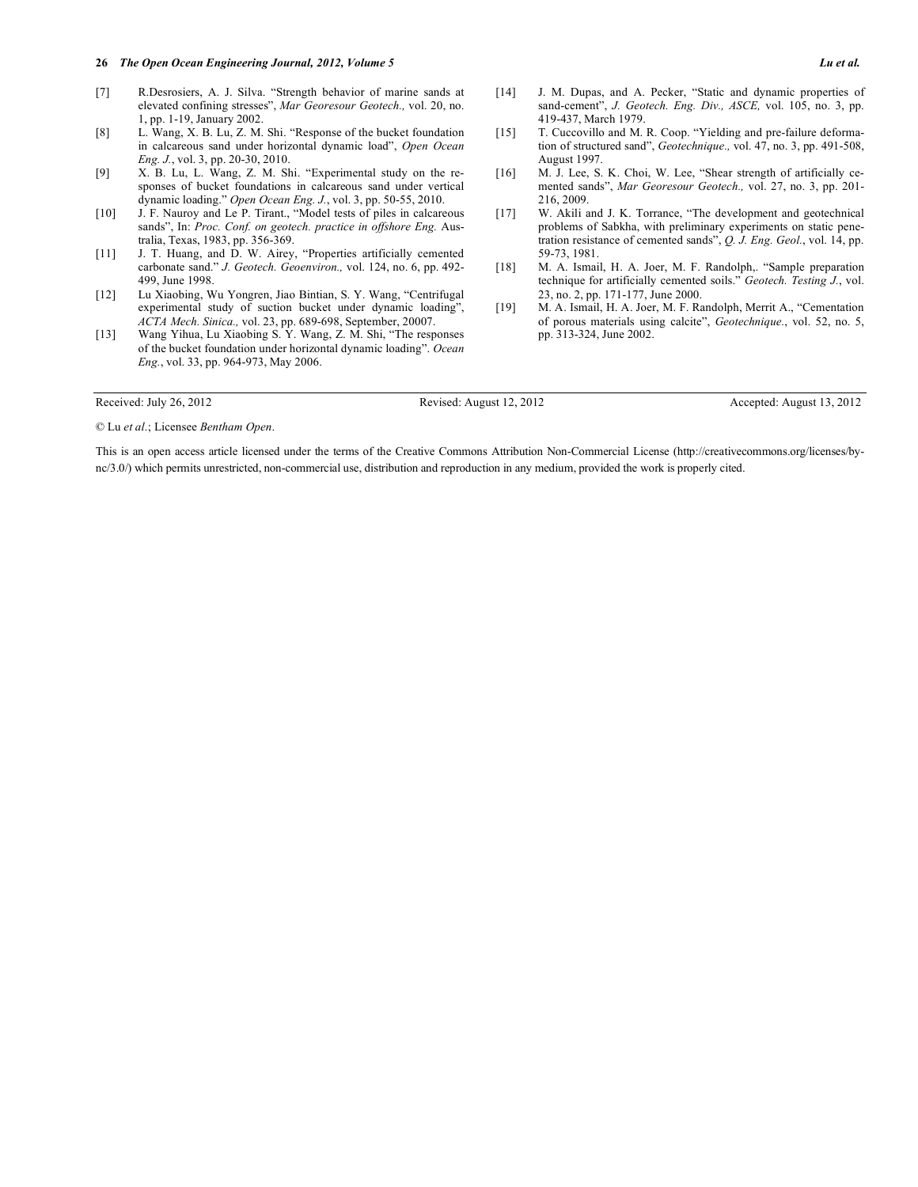[7] R.Desrosiers, A. J. Silva. "Strength behavior of marine sands at elevated confining stresses", *Mar Georesour Geotech.,* vol. 20, no. 1, pp. 1-19, January 2002.

[8] L. Wang, X. B. Lu, Z. M. Shi. "Response of the bucket foundation in calcareous sand under horizontal dynamic load", *Open Ocean Eng. J.*, vol. 3, pp. 20-30, 2010.

[9] X. B. Lu, L. Wang, Z. M. Shi. "Experimental study on the responses of bucket foundations in calcareous sand under vertical dynamic loading." *Open Ocean Eng. J.*, vol. 3, pp. 50-55, 2010.

[10] J. F. Nauroy and Le P. Tirant., "Model tests of piles in calcareous sands", In: *Proc. Conf. on geotech. practice in offshore Eng.* Australia, Texas, 1983, pp. 356-369.

[11] J. T. Huang, and D. W. Airey, "Properties artificially cemented carbonate sand." *J. Geotech. Geoenviron.,* vol. 124, no. 6, pp. 492-499, June 1998.

[12] Lu Xiaobing, Wu Yongren, Jiao Bintian, S. Y. Wang, "Centrifugal experimental study of suction bucket under dynamic loading", *ACTA Mech. Sinica.,* vol. 23, pp. 689-698, September, 20007.

[13] Wang Yihua, Lu Xiaobing S. Y. Wang, Z. M. Shi, "The responses of the bucket foundation under horizontal dynamic loading". *Ocean Eng.*, vol. 33, pp. 964-973, May 2006.

[14] J. M. Dupas, and A. Pecker, "Static and dynamic properties of sand-cement", *J. Geotech. Eng. Div., ASCE,* vol. 105, no. 3, pp. 419-437, March 1979.

[15] T. Cuccovillo and M. R. Coop. "Yielding and pre-failure deformation of structured sand", *Geotechnique.,* vol. 47, no. 3, pp. 491-508, August 1997.

[16] M. J. Lee, S. K. Choi, W. Lee, "Shear strength of artificially cemented sands", *Mar Georesour Geotech.,* vol. 27, no. 3, pp. 201-216, 2009.

[17] W. Akili and J. K. Torrance, "The development and geotechnical problems of Sabkha, with preliminary experiments on static penetration resistance of cemented sands", *Q. J. Eng. Geol.*, vol. 14, pp. 59-73, 1981.

[18] M. A. Ismail, H. A. Joer, M. F. Randolph,. "Sample preparation technique for artificially cemented soils." *Geotech. Testing J.*, vol. 23, no. 2, pp. 171-177, June 2000.

[19] M. A. Ismail, H. A. Joer, M. F. Randolph, Merrit A., "Cementation of porous materials using calcite", *Geotechnique.*, vol. 52, no. 5, pp. 313-324, June 2002.

Received: July 26, 2012 Revised: August 12, 2012 Accepted: August 13, 2012

© Lu *et al.*; Licensee *Bentham Open*.

This is an open access article licensed under the terms of the Creative Commons Attribution Non-Commercial License (http://creativecommons.org/licenses/by-nc/3.0/) which permits unrestricted, non-commercial use, distribution and reproduction in any medium, provided the work is properly cited.